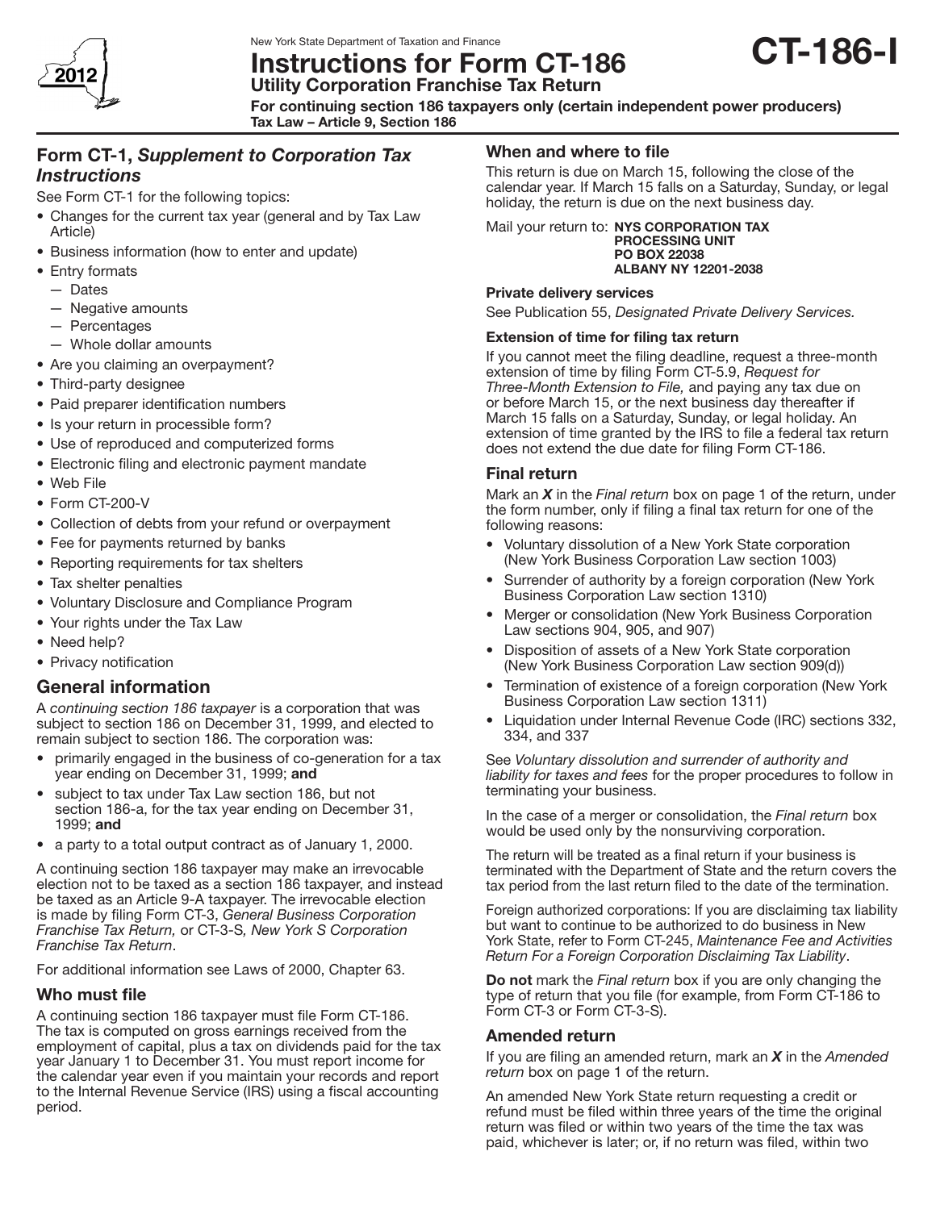New York State Department of Taxation and Finance

# Instructions for Form CT-186

## Utility Corporation Franchise Tax Return

**For continuing section 186 taxpayers only (certain independent power producers)**
**Tax Law – Article 9, Section 186**

**CT-186-I**

2012

## Form CT-1, *Supplement to Corporation Tax Instructions*

See Form CT-1 for the following topics:

- Changes for the current tax year (general and by Tax Law Article)
- Business information (how to enter and update)
- Entry formats
  - Dates
  - Negative amounts
  - Percentages
  - Whole dollar amounts
- Are you claiming an overpayment?
- Third-party designee
- Paid preparer identification numbers
- Is your return in processible form?
- Use of reproduced and computerized forms
- Electronic filing and electronic payment mandate
- Web File
- Form CT-200-V
- Collection of debts from your refund or overpayment
- Fee for payments returned by banks
- Reporting requirements for tax shelters
- Tax shelter penalties
- Voluntary Disclosure and Compliance Program
- Your rights under the Tax Law
- Need help?
- Privacy notification

## General information

A *continuing section 186 taxpayer* is a corporation that was subject to section 186 on December 31, 1999, and elected to remain subject to section 186. The corporation was:

- primarily engaged in the business of co-generation for a tax year ending on December 31, 1999; **and**
- subject to tax under Tax Law section 186, but not section 186-a, for the tax year ending on December 31, 1999; **and**
- a party to a total output contract as of January 1, 2000.

A continuing section 186 taxpayer may make an irrevocable election not to be taxed as a section 186 taxpayer, and instead be taxed as an Article 9-A taxpayer. The irrevocable election is made by filing Form CT-3, *General Business Corporation Franchise Tax Return,* or CT-3-S*, New York S Corporation Franchise Tax Return*.

For additional information see Laws of 2000, Chapter 63.

### Who must file

A continuing section 186 taxpayer must file Form CT-186. The tax is computed on gross earnings received from the employment of capital, plus a tax on dividends paid for the tax year January 1 to December 31. You must report income for the calendar year even if you maintain your records and report to the Internal Revenue Service (IRS) using a fiscal accounting period.

### When and where to file

This return is due on March 15, following the close of the calendar year. If March 15 falls on a Saturday, Sunday, or legal holiday, the return is due on the next business day.

Mail your return to: **NYS CORPORATION TAX PROCESSING UNIT PO BOX 22038 ALBANY NY 12201-2038**

#### Private delivery services

See Publication 55, *Designated Private Delivery Services.*

#### Extension of time for filing tax return

If you cannot meet the filing deadline, request a three-month extension of time by filing Form CT-5.9, *Request for Three-Month Extension to File,* and paying any tax due on or before March 15, or the next business day thereafter if March 15 falls on a Saturday, Sunday, or legal holiday. An extension of time granted by the IRS to file a federal tax return does not extend the due date for filing Form CT-186.

### Final return

Mark an ***X*** in the *Final return* box on page 1 of the return, under the form number, only if filing a final tax return for one of the following reasons:

- Voluntary dissolution of a New York State corporation (New York Business Corporation Law section 1003)
- Surrender of authority by a foreign corporation (New York Business Corporation Law section 1310)
- Merger or consolidation (New York Business Corporation Law sections 904, 905, and 907)
- Disposition of assets of a New York State corporation (New York Business Corporation Law section 909(d))
- Termination of existence of a foreign corporation (New York Business Corporation Law section 1311)
- Liquidation under Internal Revenue Code (IRC) sections 332, 334, and 337

See *Voluntary dissolution and surrender of authority and liability for taxes and fees* for the proper procedures to follow in terminating your business.

In the case of a merger or consolidation, the *Final return* box would be used only by the nonsurviving corporation.

The return will be treated as a final return if your business is terminated with the Department of State and the return covers the tax period from the last return filed to the date of the termination.

Foreign authorized corporations: If you are disclaiming tax liability but want to continue to be authorized to do business in New York State, refer to Form CT-245, *Maintenance Fee and Activities Return For a Foreign Corporation Disclaiming Tax Liability*.

**Do not** mark the *Final return* box if you are only changing the type of return that you file (for example, from Form CT-186 to Form CT-3 or Form CT-3-S).

### Amended return

If you are filing an amended return, mark an ***X*** in the *Amended return* box on page 1 of the return.

An amended New York State return requesting a credit or refund must be filed within three years of the time the original return was filed or within two years of the time the tax was paid, whichever is later; or, if no return was filed, within two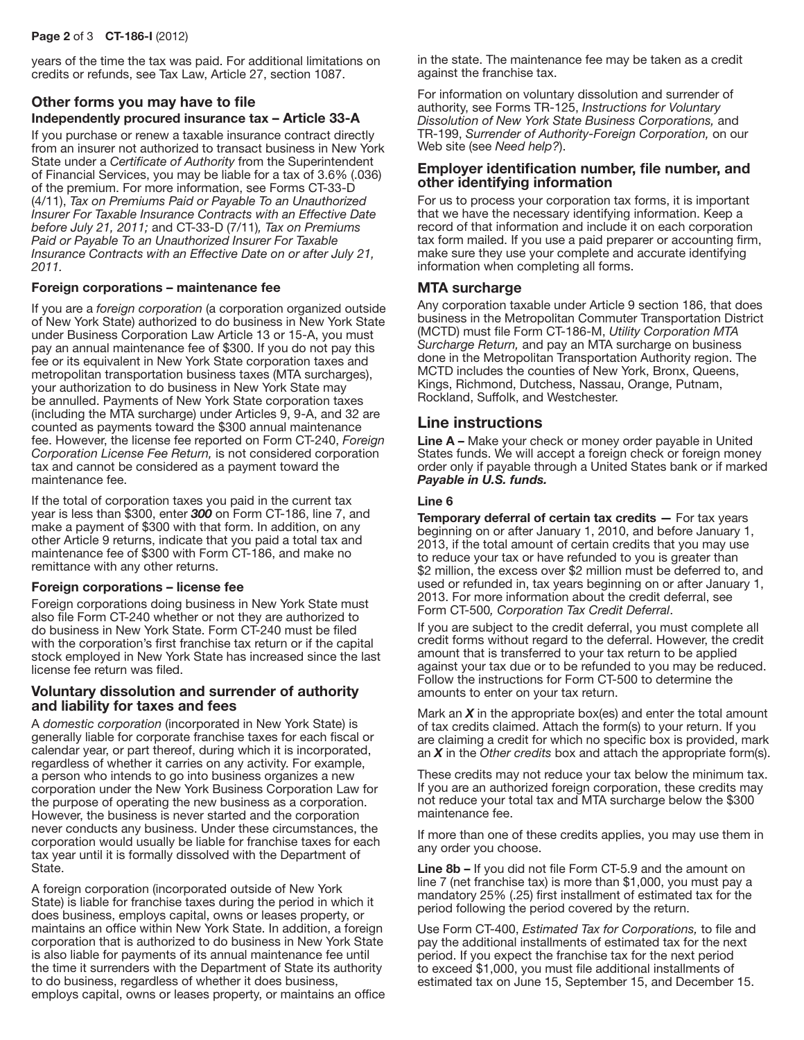years of the time the tax was paid. For additional limitations on credits or refunds, see Tax Law, Article 27, section 1087.

## Other forms you may have to file

### Independently procured insurance tax – Article 33-A

If you purchase or renew a taxable insurance contract directly from an insurer not authorized to transact business in New York State under a *Certificate of Authority* from the Superintendent of Financial Services, you may be liable for a tax of 3.6% (.036) of the premium. For more information, see Forms CT-33-D (4/11), *Tax on Premiums Paid or Payable To an Unauthorized Insurer For Taxable Insurance Contracts with an Effective Date before July 21, 2011;* and CT-33-D (7/11)*, Tax on Premiums Paid or Payable To an Unauthorized Insurer For Taxable Insurance Contracts with an Effective Date on or after July 21, 2011.*

### Foreign corporations – maintenance fee

If you are a *foreign corporation* (a corporation organized outside of New York State) authorized to do business in New York State under Business Corporation Law Article 13 or 15-A, you must pay an annual maintenance fee of $300. If you do not pay this fee or its equivalent in New York State corporation taxes and metropolitan transportation business taxes (MTA surcharges), your authorization to do business in New York State may be annulled. Payments of New York State corporation taxes (including the MTA surcharge) under Articles 9, 9-A, and 32 are counted as payments toward the $300 annual maintenance fee. However, the license fee reported on Form CT-240, *Foreign Corporation License Fee Return,* is not considered corporation tax and cannot be considered as a payment toward the maintenance fee.

If the total of corporation taxes you paid in the current tax year is less than $300, enter ***300*** on Form CT-186, line 7, and make a payment of $300 with that form. In addition, on any other Article 9 returns, indicate that you paid a total tax and maintenance fee of $300 with Form CT-186, and make no remittance with any other returns.

### Foreign corporations – license fee

Foreign corporations doing business in New York State must also file Form CT-240 whether or not they are authorized to do business in New York State. Form CT-240 must be filed with the corporation's first franchise tax return or if the capital stock employed in New York State has increased since the last license fee return was filed.

## Voluntary dissolution and surrender of authority and liability for taxes and fees

A *domestic corporation* (incorporated in New York State) is generally liable for corporate franchise taxes for each fiscal or calendar year, or part thereof, during which it is incorporated, regardless of whether it carries on any activity. For example, a person who intends to go into business organizes a new corporation under the New York Business Corporation Law for the purpose of operating the new business as a corporation. However, the business is never started and the corporation never conducts any business. Under these circumstances, the corporation would usually be liable for franchise taxes for each tax year until it is formally dissolved with the Department of State.

A foreign corporation (incorporated outside of New York State) is liable for franchise taxes during the period in which it does business, employs capital, owns or leases property, or maintains an office within New York State. In addition, a foreign corporation that is authorized to do business in New York State is also liable for payments of its annual maintenance fee until the time it surrenders with the Department of State its authority to do business, regardless of whether it does business, employs capital, owns or leases property, or maintains an office in the state. The maintenance fee may be taken as a credit against the franchise tax.

For information on voluntary dissolution and surrender of authority, see Forms TR-125, *Instructions for Voluntary Dissolution of New York State Business Corporations,* and TR-199, *Surrender of Authority-Foreign Corporation,* on our Web site (see *Need help?*).

## Employer identification number, file number, and other identifying information

For us to process your corporation tax forms, it is important that we have the necessary identifying information. Keep a record of that information and include it on each corporation tax form mailed. If you use a paid preparer or accounting firm, make sure they use your complete and accurate identifying information when completing all forms.

## MTA surcharge

Any corporation taxable under Article 9 section 186, that does business in the Metropolitan Commuter Transportation District (MCTD) must file Form CT-186-M, *Utility Corporation MTA Surcharge Return,* and pay an MTA surcharge on business done in the Metropolitan Transportation Authority region. The MCTD includes the counties of New York, Bronx, Queens, Kings, Richmond, Dutchess, Nassau, Orange, Putnam, Rockland, Suffolk, and Westchester.

# Line instructions

**Line A –** Make your check or money order payable in United States funds. We will accept a foreign check or foreign money order only if payable through a United States bank or if marked ***Payable in U.S. funds.***

### Line 6

**Temporary deferral of certain tax credits —** For tax years beginning on or after January 1, 2010, and before January 1, 2013, if the total amount of certain credits that you may use to reduce your tax or have refunded to you is greater than $2 million, the excess over $2 million must be deferred to, and used or refunded in, tax years beginning on or after January 1, 2013. For more information about the credit deferral, see Form CT-500*, Corporation Tax Credit Deferral*.

If you are subject to the credit deferral, you must complete all credit forms without regard to the deferral. However, the credit amount that is transferred to your tax return to be applied against your tax due or to be refunded to you may be reduced. Follow the instructions for Form CT-500 to determine the amounts to enter on your tax return.

Mark an ***X*** in the appropriate box(es) and enter the total amount of tax credits claimed. Attach the form(s) to your return. If you are claiming a credit for which no specific box is provided, mark an ***X*** in the *Other credits* box and attach the appropriate form(s).

These credits may not reduce your tax below the minimum tax. If you are an authorized foreign corporation, these credits may not reduce your total tax and MTA surcharge below the $300 maintenance fee.

If more than one of these credits applies, you may use them in any order you choose.

**Line 8b –** If you did not file Form CT-5.9 and the amount on line 7 (net franchise tax) is more than $1,000, you must pay a mandatory 25% (.25) first installment of estimated tax for the period following the period covered by the return.

Use Form CT-400, *Estimated Tax for Corporations,* to file and pay the additional installments of estimated tax for the next period. If you expect the franchise tax for the next period to exceed $1,000, you must file additional installments of estimated tax on June 15, September 15, and December 15.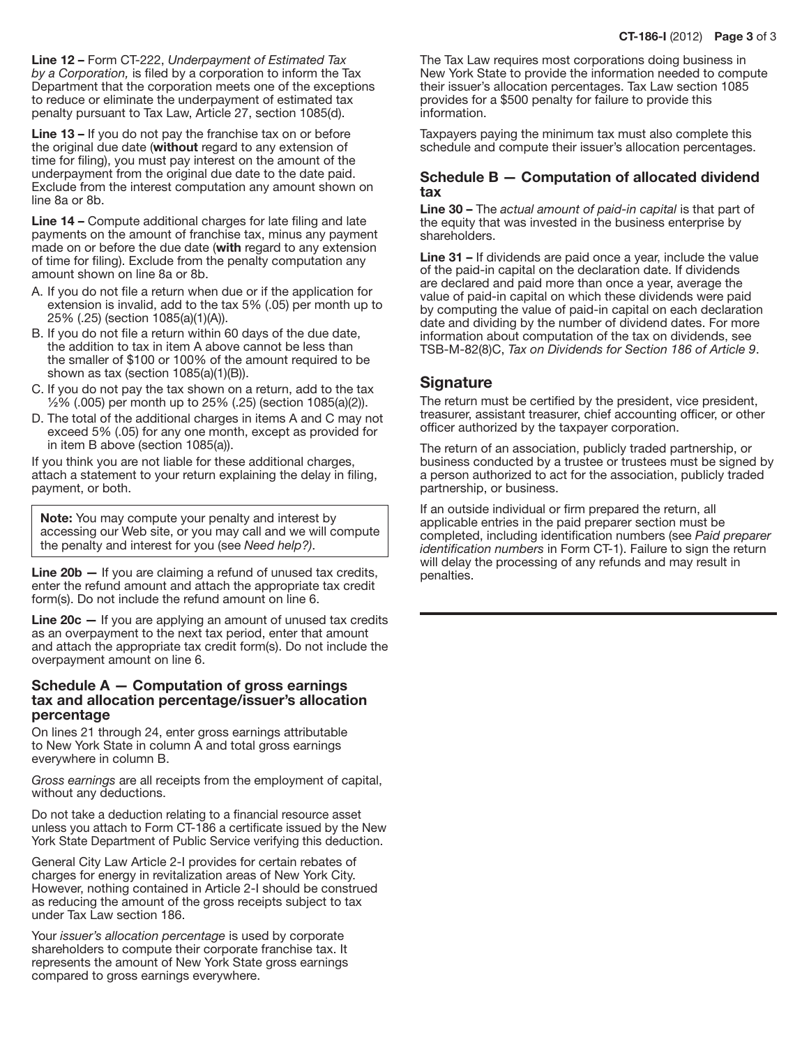**Line 12 –** Form CT-222, *Underpayment of Estimated Tax by a Corporation,* is filed by a corporation to inform the Tax Department that the corporation meets one of the exceptions to reduce or eliminate the underpayment of estimated tax penalty pursuant to Tax Law, Article 27, section 1085(d).

**Line 13 –** If you do not pay the franchise tax on or before the original due date (**without** regard to any extension of time for filing), you must pay interest on the amount of the underpayment from the original due date to the date paid. Exclude from the interest computation any amount shown on line 8a or 8b.

**Line 14 –** Compute additional charges for late filing and late payments on the amount of franchise tax, minus any payment made on or before the due date (**with** regard to any extension of time for filing). Exclude from the penalty computation any amount shown on line 8a or 8b.

A. If you do not file a return when due or if the application for extension is invalid, add to the tax 5% (.05) per month up to 25% (.25) (section 1085(a)(1)(A)).
B. If you do not file a return within 60 days of the due date, the addition to tax in item A above cannot be less than the smaller of $100 or 100% of the amount required to be shown as tax (section 1085(a)(1)(B)).
C. If you do not pay the tax shown on a return, add to the tax ½% (.005) per month up to 25% (.25) (section 1085(a)(2)).
D. The total of the additional charges in items A and C may not exceed 5% (.05) for any one month, except as provided for in item B above (section 1085(a)).

If you think you are not liable for these additional charges, attach a statement to your return explaining the delay in filing, payment, or both.

**Note:** You may compute your penalty and interest by accessing our Web site, or you may call and we will compute the penalty and interest for you (see *Need help?)*.

**Line 20b —** If you are claiming a refund of unused tax credits, enter the refund amount and attach the appropriate tax credit form(s). Do not include the refund amount on line 6.

**Line 20c —** If you are applying an amount of unused tax credits as an overpayment to the next tax period, enter that amount and attach the appropriate tax credit form(s). Do not include the overpayment amount on line 6.

### Schedule A — Computation of gross earnings tax and allocation percentage/issuer's allocation percentage

On lines 21 through 24, enter gross earnings attributable to New York State in column A and total gross earnings everywhere in column B.

*Gross earnings* are all receipts from the employment of capital, without any deductions.

Do not take a deduction relating to a financial resource asset unless you attach to Form CT-186 a certificate issued by the New York State Department of Public Service verifying this deduction.

General City Law Article 2-I provides for certain rebates of charges for energy in revitalization areas of New York City. However, nothing contained in Article 2-I should be construed as reducing the amount of the gross receipts subject to tax under Tax Law section 186.

Your *issuer's allocation percentage* is used by corporate shareholders to compute their corporate franchise tax. It represents the amount of New York State gross earnings compared to gross earnings everywhere.

The Tax Law requires most corporations doing business in New York State to provide the information needed to compute their issuer's allocation percentages. Tax Law section 1085 provides for a $500 penalty for failure to provide this information.

Taxpayers paying the minimum tax must also complete this schedule and compute their issuer's allocation percentages.

### Schedule B — Computation of allocated dividend tax

**Line 30 –** The *actual amount of paid-in capital* is that part of the equity that was invested in the business enterprise by shareholders.

**Line 31 –** If dividends are paid once a year, include the value of the paid-in capital on the declaration date. If dividends are declared and paid more than once a year, average the value of paid-in capital on which these dividends were paid by computing the value of paid-in capital on each declaration date and dividing by the number of dividend dates. For more information about computation of the tax on dividends, see TSB-M-82(8)C, *Tax on Dividends for Section 186 of Article 9*.

## Signature

The return must be certified by the president, vice president, treasurer, assistant treasurer, chief accounting officer, or other officer authorized by the taxpayer corporation.

The return of an association, publicly traded partnership, or business conducted by a trustee or trustees must be signed by a person authorized to act for the association, publicly traded partnership, or business.

If an outside individual or firm prepared the return, all applicable entries in the paid preparer section must be completed, including identification numbers (see *Paid preparer identification numbers* in Form CT-1). Failure to sign the return will delay the processing of any refunds and may result in penalties.